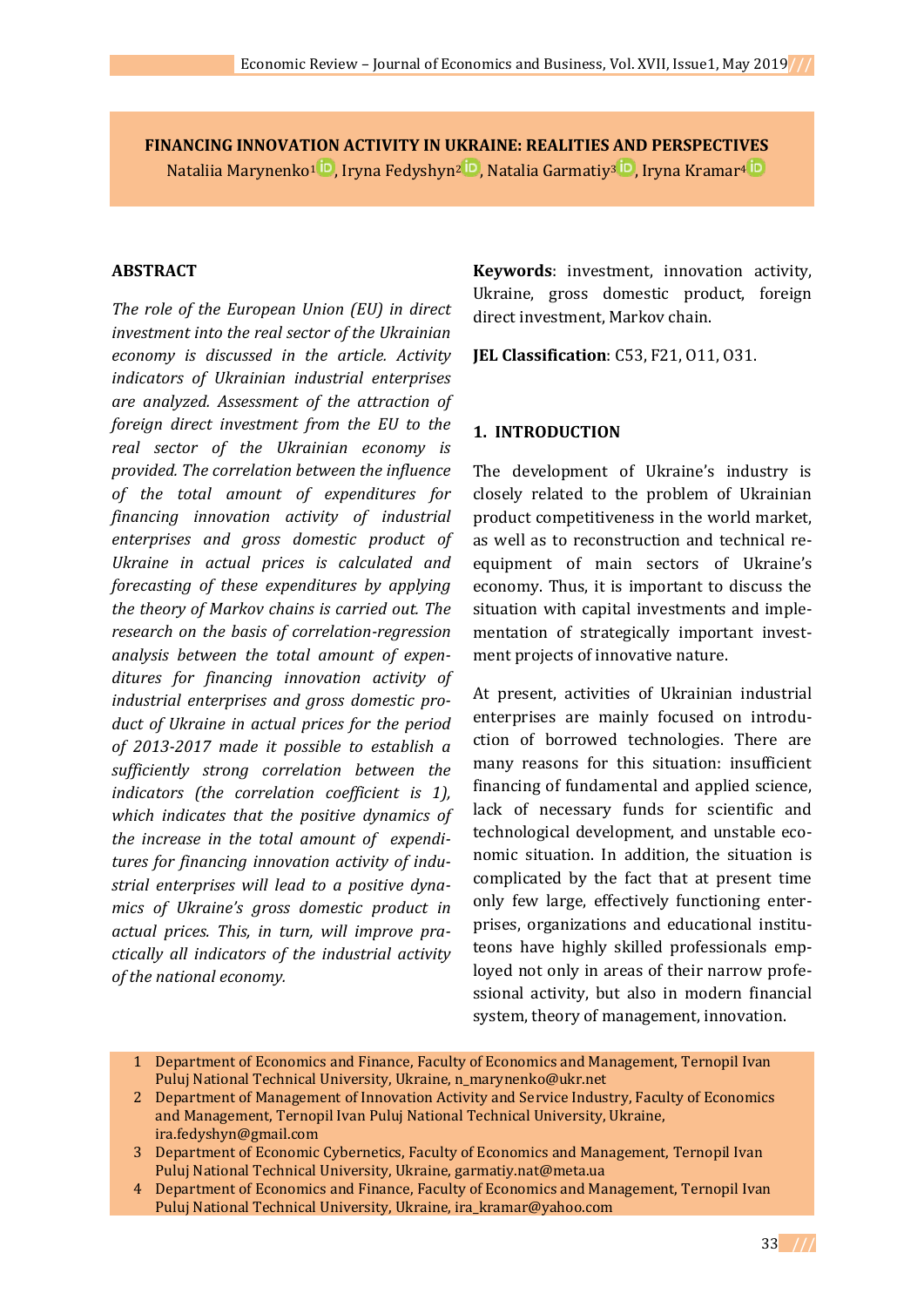# FINANCING INNOVATION ACTIVITY IN UKRAINE: REALITIES AND PERSPECTIVES

Nataliia Marynenko[1], Iryna Fedyshyn[2], Natalia Garmatiy[3], Iryna Kramar[4]

## ABSTRACT

*The role of the European Union (EU) in direct investment into the real sector of the Ukrainian economy is discussed in the article. Activity indicators of Ukrainian industrial enterprises are analyzed. Assessment of the attraction of foreign direct investment from the EU to the real sector of the Ukrainian economy is provided. The correlation between the influence of the total amount of expenditures for financing innovation activity of industrial enterprises and gross domestic product of Ukraine in actual prices is calculated and forecasting of these expenditures by applying the theory of Markov chains is carried out. The research on the basis of correlation-regression analysis between the total amount of expenditures for financing innovation activity of industrial enterprises and gross domestic product of Ukraine in actual prices for the period of 2013-2017 made it possible to establish a sufficiently strong correlation between the indicators (the correlation coefficient is 1), which indicates that the positive dynamics of the increase in the total amount of expenditures for financing innovation activity of industrial enterprises will lead to a positive dynamics of Ukraine's gross domestic product in actual prices. This, in turn, will improve practically all indicators of the industrial activity of the national economy.*

**Keywords**: investment, innovation activity, Ukraine, gross domestic product, foreign direct investment, Markov chain.

**JEL Classification**: C53, F21, O11, O31.

## 1. INTRODUCTION

The development of Ukraine's industry is closely related to the problem of Ukrainian product competitiveness in the world market, as well as to reconstruction and technical re-equipment of main sectors of Ukraine's economy. Thus, it is important to discuss the situation with capital investments and implementation of strategically important investment projects of innovative nature.

At present, activities of Ukrainian industrial enterprises are mainly focused on introduction of borrowed technologies. There are many reasons for this situation: insufficient financing of fundamental and applied science, lack of necessary funds for scientific and technological development, and unstable economic situation. In addition, the situation is complicated by the fact that at present time only few large, effectively functioning enterprises, organizations and educational instituteons have highly skilled professionals employed not only in areas of their narrow professional activity, but also in modern financial system, theory of management, innovation.

---

1 Department of Economics and Finance, Faculty of Economics and Management, Ternopil Ivan Puluj National Technical University, Ukraine, n_marynenko@ukr.net

2 Department of Management of Innovation Activity and Service Industry, Faculty of Economics and Management, Ternopil Ivan Puluj National Technical University, Ukraine, ira.fedyshyn@gmail.com

3 Department of Economic Cybernetics, Faculty of Economics and Management, Ternopil Ivan Puluj National Technical University, Ukraine, garmatiy.nat@meta.ua

4 Department of Economics and Finance, Faculty of Economics and Management, Ternopil Ivan Puluj National Technical University, Ukraine, ira_kramar@yahoo.com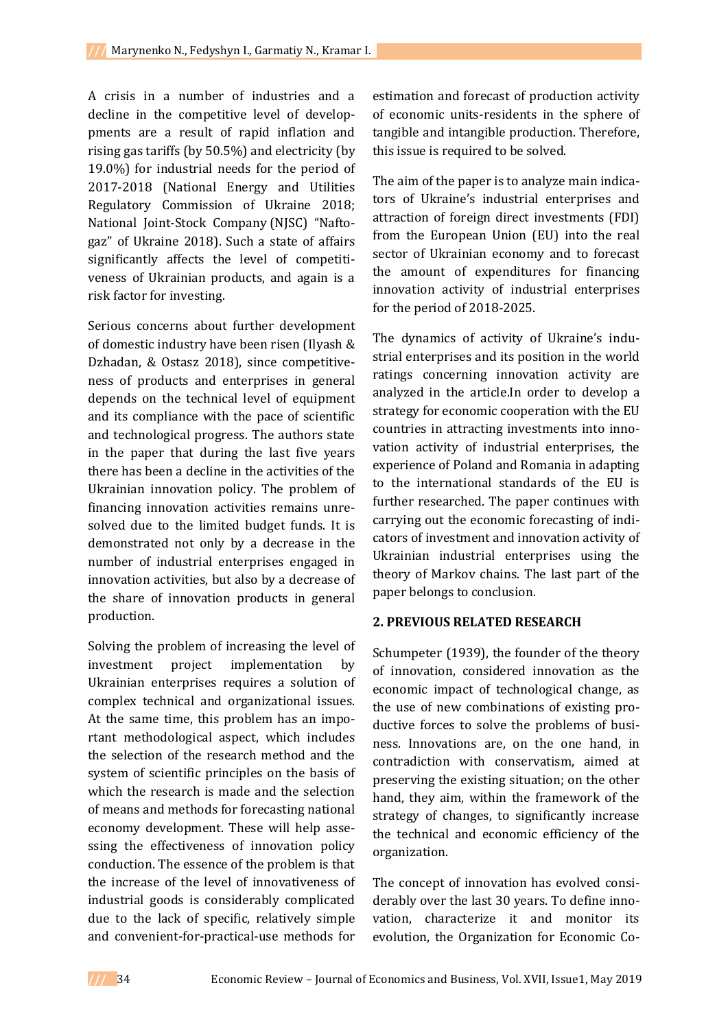A crisis in a number of industries and a decline in the competitive level of developments are a result of rapid inflation and rising gas tariffs (by 50.5%) and electricity (by 19.0%) for industrial needs for the period of 2017-2018 (National Energy and Utilities Regulatory Commission of Ukraine 2018; National Joint-Stock Company (NJSC) "Naftogaz" of Ukraine 2018). Such a state of affairs significantly affects the level of competitiveness of Ukrainian products, and again is a risk factor for investing.

Serious concerns about further development of domestic industry have been risen (Ilyash & Dzhadan, & Ostasz 2018), since competitiveness of products and enterprises in general depends on the technical level of equipment and its compliance with the pace of scientific and technological progress. The authors state in the paper that during the last five years there has been a decline in the activities of the Ukrainian innovation policy. The problem of financing innovation activities remains unresolved due to the limited budget funds. It is demonstrated not only by a decrease in the number of industrial enterprises engaged in innovation activities, but also by a decrease of the share of innovation products in general production.

Solving the problem of increasing the level of investment project implementation by Ukrainian enterprises requires a solution of complex technical and organizational issues. At the same time, this problem has an important methodological aspect, which includes the selection of the research method and the system of scientific principles on the basis of which the research is made and the selection of means and methods for forecasting national economy development. These will help assessing the effectiveness of innovation policy conduction. The essence of the problem is that the increase of the level of innovativeness of industrial goods is considerably complicated due to the lack of specific, relatively simple and convenient-for-practical-use methods for estimation and forecast of production activity of economic units-residents in the sphere of tangible and intangible production. Therefore, this issue is required to be solved.

The aim of the paper is to analyze main indicators of Ukraine's industrial enterprises and attraction of foreign direct investments (FDI) from the European Union (EU) into the real sector of Ukrainian economy and to forecast the amount of expenditures for financing innovation activity of industrial enterprises for the period of 2018-2025.

The dynamics of activity of Ukraine's industrial enterprises and its position in the world ratings concerning innovation activity are analyzed in the article.In order to develop a strategy for economic cooperation with the EU countries in attracting investments into innovation activity of industrial enterprises, the experience of Poland and Romania in adapting to the international standards of the EU is further researched. The paper continues with carrying out the economic forecasting of indicators of investment and innovation activity of Ukrainian industrial enterprises using the theory of Markov chains. The last part of the paper belongs to conclusion.

## 2. PREVIOUS RELATED RESEARCH

Schumpeter (1939), the founder of the theory of innovation, considered innovation as the economic impact of technological change, as the use of new combinations of existing productive forces to solve the problems of business. Innovations are, on the one hand, in contradiction with conservatism, aimed at preserving the existing situation; on the other hand, they aim, within the framework of the strategy of changes, to significantly increase the technical and economic efficiency of the organization.

The concept of innovation has evolved considerably over the last 30 years. To define innovation, characterize it and monitor its evolution, the Organization for Economic Co-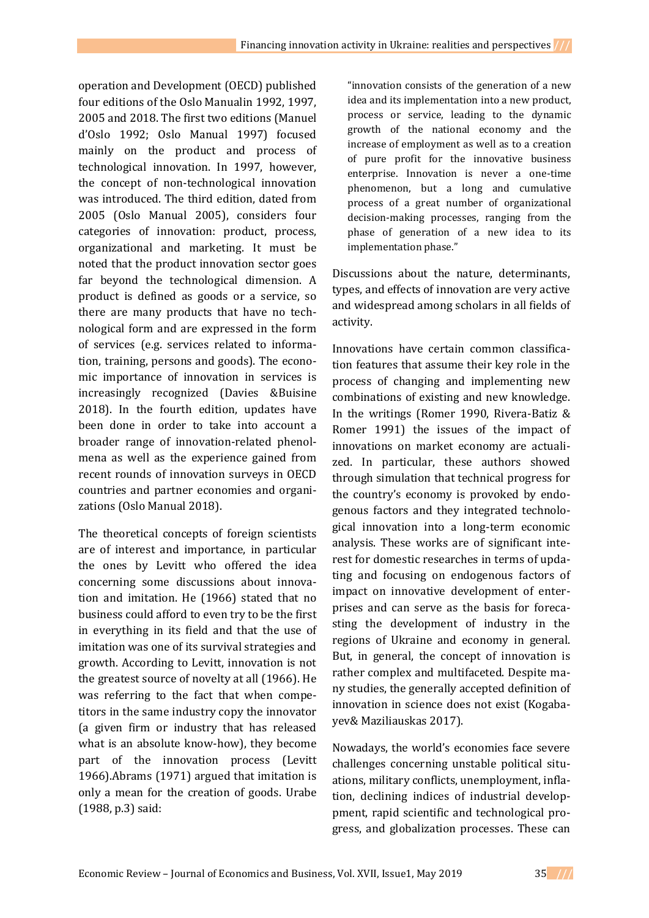operation and Development (OECD) published four editions of the Oslo Manualin 1992, 1997, 2005 and 2018. The first two editions (Manuel d'Oslo 1992; Oslo Manual 1997) focused mainly on the product and process of technological innovation. In 1997, however, the concept of non-technological innovation was introduced. The third edition, dated from 2005 (Oslo Manual 2005), considers four categories of innovation: product, process, organizational and marketing. It must be noted that the product innovation sector goes far beyond the technological dimension. A product is defined as goods or a service, so there are many products that have no technological form and are expressed in the form of services (e.g. services related to information, training, persons and goods). The economic importance of innovation in services is increasingly recognized (Davies &Buisine 2018). In the fourth edition, updates have been done in order to take into account a broader range of innovation-related phenolmena as well as the experience gained from recent rounds of innovation surveys in OECD countries and partner economies and organizations (Oslo Manual 2018).

The theoretical concepts of foreign scientists are of interest and importance, in particular the ones by Levitt who offered the idea concerning some discussions about innovation and imitation. He (1966) stated that no business could afford to even try to be the first in everything in its field and that the use of imitation was one of its survival strategies and growth. According to Levitt, innovation is not the greatest source of novelty at all (1966). He was referring to the fact that when competitors in the same industry copy the innovator (a given firm or industry that has released what is an absolute know-how), they become part of the innovation process (Levitt 1966).Abrams (1971) argued that imitation is only a mean for the creation of goods. Urabe (1988, p.3) said:

> "innovation consists of the generation of a new idea and its implementation into a new product, process or service, leading to the dynamic growth of the national economy and the increase of employment as well as to a creation of pure profit for the innovative business enterprise. Innovation is never a one-time phenomenon, but a long and cumulative process of a great number of organizational decision-making processes, ranging from the phase of generation of a new idea to its implementation phase."

Discussions about the nature, determinants, types, and effects of innovation are very active and widespread among scholars in all fields of activity.

Innovations have certain common classification features that assume their key role in the process of changing and implementing new combinations of existing and new knowledge. In the writings (Romer 1990, Rivera-Batiz & Romer 1991) the issues of the impact of innovations on market economy are actualized. In particular, these authors showed through simulation that technical progress for the country's economy is provoked by endogenous factors and they integrated technological innovation into a long-term economic analysis. These works are of significant interest for domestic researches in terms of updating and focusing on endogenous factors of impact on innovative development of enterprises and can serve as the basis for forecasting the development of industry in the regions of Ukraine and economy in general. But, in general, the concept of innovation is rather complex and multifaceted. Despite many studies, the generally accepted definition of innovation in science does not exist (Kogabayev& Maziliauskas 2017).

Nowadays, the world's economies face severe challenges concerning unstable political situations, military conflicts, unemployment, inflation, declining indices of industrial development, rapid scientific and technological progress, and globalization processes. These can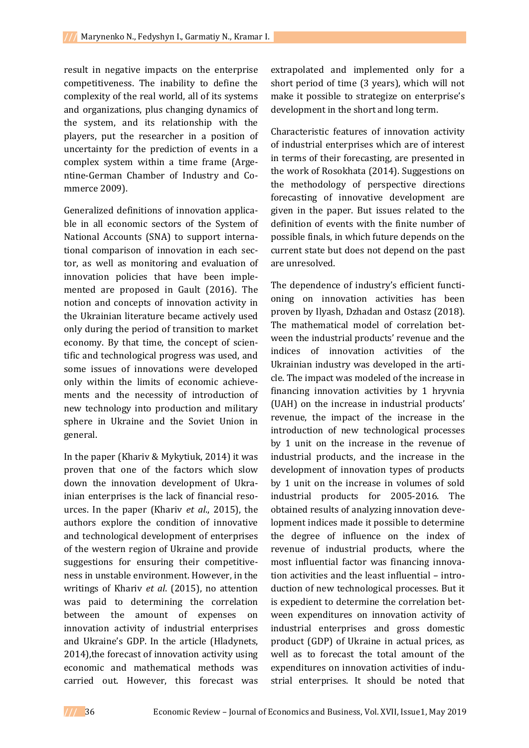result in negative impacts on the enterprise competitiveness. The inability to define the complexity of the real world, all of its systems and organizations, plus changing dynamics of the system, and its relationship with the players, put the researcher in a position of uncertainty for the prediction of events in a complex system within a time frame (Argentine-German Chamber of Industry and Commerce 2009).

Generalized definitions of innovation applicable in all economic sectors of the System of National Accounts (SNA) to support international comparison of innovation in each sector, as well as monitoring and evaluation of innovation policies that have been implemented are proposed in Gault (2016). The notion and concepts of innovation activity in the Ukrainian literature became actively used only during the period of transition to market economy. By that time, the concept of scientific and technological progress was used, and some issues of innovations were developed only within the limits of economic achievements and the necessity of introduction of new technology into production and military sphere in Ukraine and the Soviet Union in general.

In the paper (Khariv & Mykytiuk, 2014) it was proven that one of the factors which slow down the innovation development of Ukrainian enterprises is the lack of financial resources. In the paper (Khariv *et al*., 2015), the authors explore the condition of innovative and technological development of enterprises of the western region of Ukraine and provide suggestions for ensuring their competitiveness in unstable environment. However, in the writings of Khariv *et al*. (2015), no attention was paid to determining the correlation between the amount of expenses on innovation activity of industrial enterprises and Ukraine's GDP. In the article (Hladynets, 2014),the forecast of innovation activity using economic and mathematical methods was carried out. However, this forecast was extrapolated and implemented only for a short period of time (3 years), which will not make it possible to strategize on enterprise's development in the short and long term.

Characteristic features of innovation activity of industrial enterprises which are of interest in terms of their forecasting, are presented in the work of Rosokhata (2014). Suggestions on the methodology of perspective directions forecasting of innovative development are given in the paper. But issues related to the definition of events with the finite number of possible finals, in which future depends on the current state but does not depend on the past are unresolved.

The dependence of industry's efficient functioning on innovation activities has been proven by Ilyash, Dzhadan and Ostasz (2018). The mathematical model of correlation between the industrial products' revenue and the indices of innovation activities of the Ukrainian industry was developed in the article. The impact was modeled of the increase in financing innovation activities by 1 hryvnia (UAH) on the increase in industrial products' revenue, the impact of the increase in the introduction of new technological processes by 1 unit on the increase in the revenue of industrial products, and the increase in the development of innovation types of products by 1 unit on the increase in volumes of sold industrial products for 2005-2016. The obtained results of analyzing innovation development indices made it possible to determine the degree of influence on the index of revenue of industrial products, where the most influential factor was financing innovation activities and the least influential – introduction of new technological processes. But it is expedient to determine the correlation between expenditures on innovation activity of industrial enterprises and gross domestic product (GDP) of Ukraine in actual prices, as well as to forecast the total amount of the expenditures on innovation activities of industrial enterprises. It should be noted that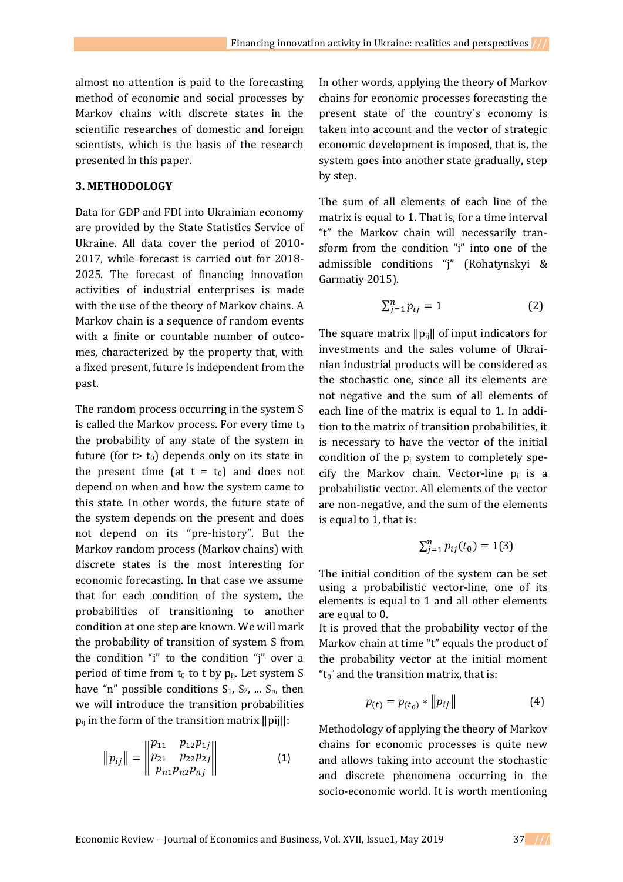almost no attention is paid to the forecasting method of economic and social processes by Markov chains with discrete states in the scientific researches of domestic and foreign scientists, which is the basis of the research presented in this paper.

## 3. METHODOLOGY

Data for GDP and FDI into Ukrainian economy are provided by the State Statistics Service of Ukraine. All data cover the period of 2010-2017, while forecast is carried out for 2018-2025. The forecast of financing innovation activities of industrial enterprises is made with the use of the theory of Markov chains. A Markov chain is a sequence of random events with a finite or countable number of outcomes, characterized by the property that, with a fixed present, future is independent from the past.

The random process occurring in the system S is called the Markov process. For every time $t_0$ the probability of any state of the system in future (for $t > t_0$) depends only on its state in the present time (at $t = t_0$) and does not depend on when and how the system came to this state. In other words, the future state of the system depends on the present and does not depend on its "pre-history". But the Markov random process (Markov chains) with discrete states is the most interesting for economic forecasting. In that case we assume that for each condition of the system, the probabilities of transitioning to another condition at one step are known. We will mark the probability of transition of system S from the condition "i" to the condition "j" over a period of time from $t_0$ to t by $p_{ij}$. Let system S have "n" possible conditions $S_1$, $S_2$, ... $S_n$, then we will introduce the transition probabilities $p_{ij}$ in the form of the transition matrix ||pij||:

$$\|p_{ij}\| = \begin{Vmatrix} p_{11} & p_{12}p_{1j} \\ p_{21} & p_{22}p_{2j} \\ p_{n1}p_{n2}p_{nj} & \end{Vmatrix} \qquad (1)$$

In other words, applying the theory of Markov chains for economic processes forecasting the present state of the country`s economy is taken into account and the vector of strategic economic development is imposed, that is, the system goes into another state gradually, step by step.

The sum of all elements of each line of the matrix is equal to 1. That is, for a time interval "t" the Markov chain will necessarily transform from the condition "i" into one of the admissible conditions "j" (Rohatynskyi & Garmatiy 2015).

$$\sum_{j=1}^{n} p_{ij} = 1 \qquad (2)$$

The square matrix $\|p_{ij}\|$ of input indicators for investments and the sales volume of Ukrainian industrial products will be considered as the stochastic one, since all its elements are not negative and the sum of all elements of each line of the matrix is equal to 1. In addition to the matrix of transition probabilities, it is necessary to have the vector of the initial condition of the $p_i$ system to completely specify the Markov chain. Vector-line $p_i$ is a probabilistic vector. All elements of the vector are non-negative, and the sum of the elements is equal to 1, that is:

$$\sum_{j=1}^{n} p_{ij}(t_0) = 1 (3)$$

The initial condition of the system can be set using a probabilistic vector-line, one of its elements is equal to 1 and all other elements are equal to 0.

It is proved that the probability vector of the Markov chain at time "t" equals the product of the probability vector at the initial moment "$t_0$" and the transition matrix, that is:

$$p_{(t)} = p_{(t_0)} * \|p_{ij}\| \qquad (4)$$

Methodology of applying the theory of Markov chains for economic processes is quite new and allows taking into account the stochastic and discrete phenomena occurring in the socio-economic world. It is worth mentioning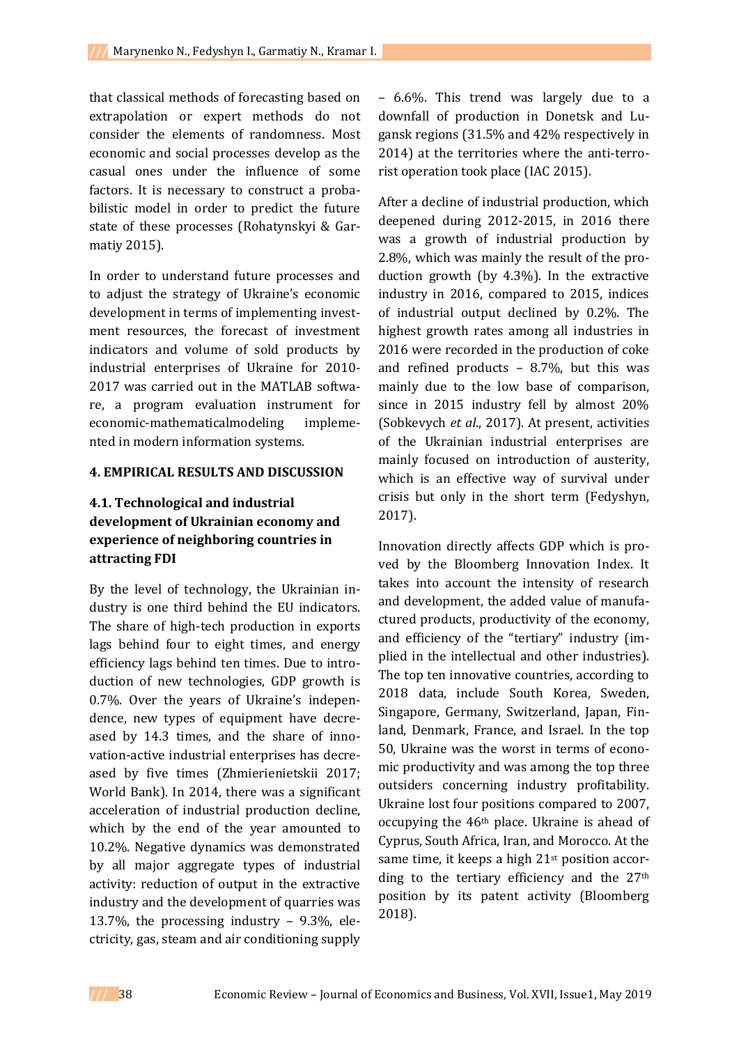that classical methods of forecasting based on extrapolation or expert methods do not consider the elements of randomness. Most economic and social processes develop as the casual ones under the influence of some factors. It is necessary to construct a probabilistic model in order to predict the future state of these processes (Rohatynskyi & Garmatiy 2015).

In order to understand future processes and to adjust the strategy of Ukraine's economic development in terms of implementing investment resources, the forecast of investment indicators and volume of sold products by industrial enterprises of Ukraine for 2010-2017 was carried out in the MATLAB software, a program evaluation instrument for economic-mathematicalmodeling implemented in modern information systems.

## 4. EMPIRICAL RESULTS AND DISCUSSION

### 4.1. Technological and industrial development of Ukrainian economy and experience of neighboring countries in attracting FDI

By the level of technology, the Ukrainian industry is one third behind the EU indicators. The share of high-tech production in exports lags behind four to eight times, and energy efficiency lags behind ten times. Due to introduction of new technologies, GDP growth is 0.7%. Over the years of Ukraine's independence, new types of equipment have decreased by 14.3 times, and the share of innovation-active industrial enterprises has decreased by five times (Zhmierienietskii 2017; World Bank). In 2014, there was a significant acceleration of industrial production decline, which by the end of the year amounted to 10.2%. Negative dynamics was demonstrated by all major aggregate types of industrial activity: reduction of output in the extractive industry and the development of quarries was 13.7%, the processing industry – 9.3%, electricity, gas, steam and air conditioning supply – 6.6%. This trend was largely due to a downfall of production in Donetsk and Lugansk regions (31.5% and 42% respectively in 2014) at the territories where the anti-terrorist operation took place (IAC 2015).

After a decline of industrial production, which deepened during 2012-2015, in 2016 there was a growth of industrial production by 2.8%, which was mainly the result of the production growth (by 4.3%). In the extractive industry in 2016, compared to 2015, indices of industrial output declined by 0.2%. The highest growth rates among all industries in 2016 were recorded in the production of coke and refined products – 8.7%, but this was mainly due to the low base of comparison, since in 2015 industry fell by almost 20% (Sobkevych *et al*., 2017). At present, activities of the Ukrainian industrial enterprises are mainly focused on introduction of austerity, which is an effective way of survival under crisis but only in the short term (Fedyshyn, 2017).

Innovation directly affects GDP which is proved by the Bloomberg Innovation Index. It takes into account the intensity of research and development, the added value of manufactured products, productivity of the economy, and efficiency of the "tertiary" industry (implied in the intellectual and other industries). The top ten innovative countries, according to 2018 data, include South Korea, Sweden, Singapore, Germany, Switzerland, Japan, Finland, Denmark, France, and Israel. In the top 50, Ukraine was the worst in terms of economic productivity and was among the top three outsiders concerning industry profitability. Ukraine lost four positions compared to 2007, occupying the 46th place. Ukraine is ahead of Cyprus, South Africa, Iran, and Morocco. At the same time, it keeps a high 21st position according to the tertiary efficiency and the 27th position by its patent activity (Bloomberg 2018).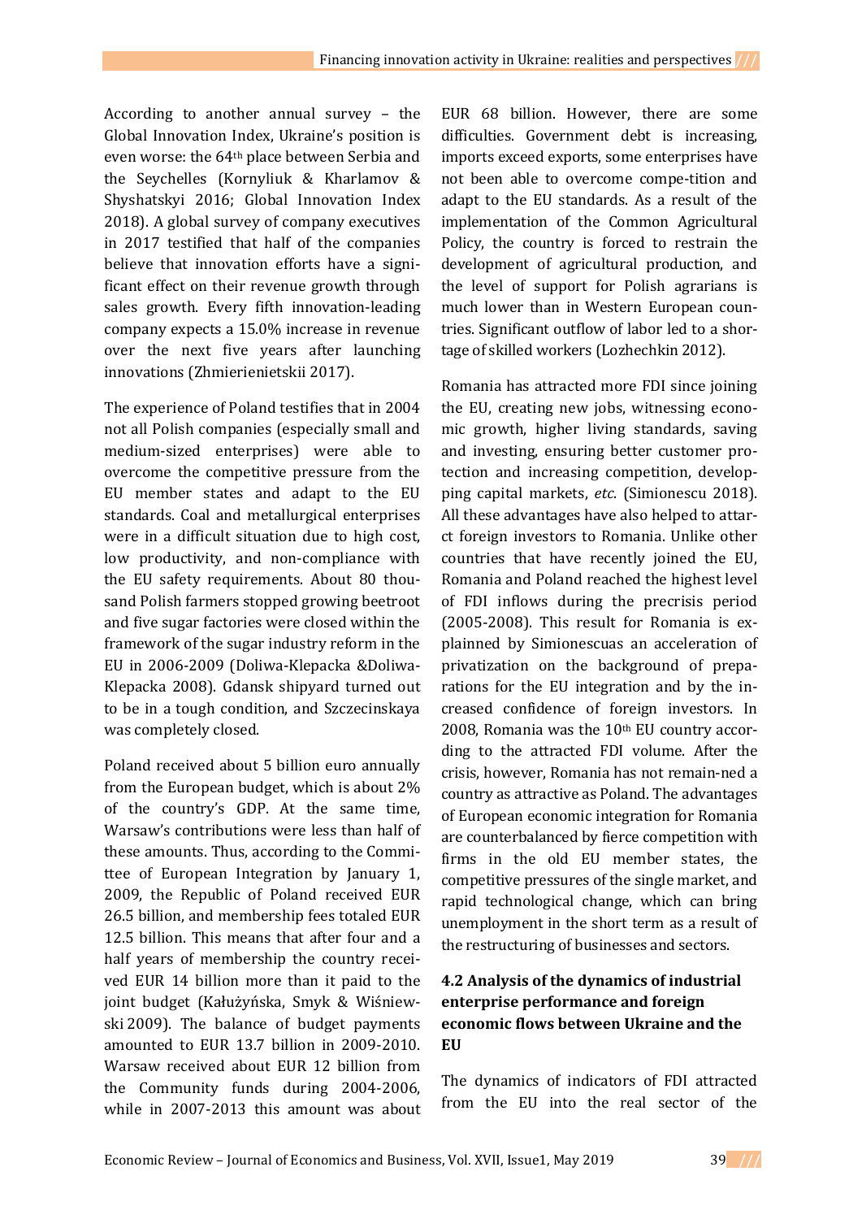According to another annual survey – the Global Innovation Index, Ukraine's position is even worse: the 64th place between Serbia and the Seychelles (Kornyliuk & Kharlamov & Shyshatskyi 2016; Global Innovation Index 2018). A global survey of company executives in 2017 testified that half of the companies believe that innovation efforts have a significant effect on their revenue growth through sales growth. Every fifth innovation-leading company expects a 15.0% increase in revenue over the next five years after launching innovations (Zhmierienietskii 2017).

The experience of Poland testifies that in 2004 not all Polish companies (especially small and medium-sized enterprises) were able to overcome the competitive pressure from the EU member states and adapt to the EU standards. Coal and metallurgical enterprises were in a difficult situation due to high cost, low productivity, and non-compliance with the EU safety requirements. About 80 thousand Polish farmers stopped growing beetroot and five sugar factories were closed within the framework of the sugar industry reform in the EU in 2006-2009 (Doliwa-Klepacka &Doliwa-Klepacka 2008). Gdansk shipyard turned out to be in a tough condition, and Szczecinskaya was completely closed.

Poland received about 5 billion euro annually from the European budget, which is about 2% of the country's GDP. At the same time, Warsaw's contributions were less than half of these amounts. Thus, according to the Committee of European Integration by January 1, 2009, the Republic of Poland received EUR 26.5 billion, and membership fees totaled EUR 12.5 billion. This means that after four and a half years of membership the country received EUR 14 billion more than it paid to the joint budget (Kałużyńska, Smyk & Wiśniewski 2009). The balance of budget payments amounted to EUR 13.7 billion in 2009-2010. Warsaw received about EUR 12 billion from the Community funds during 2004-2006, while in 2007-2013 this amount was about EUR 68 billion. However, there are some difficulties. Government debt is increasing, imports exceed exports, some enterprises have not been able to overcome compe-tition and adapt to the EU standards. As a result of the implementation of the Common Agricultural Policy, the country is forced to restrain the development of agricultural production, and the level of support for Polish agrarians is much lower than in Western European countries. Significant outflow of labor led to a shortage of skilled workers (Lozhechkin 2012).

Romania has attracted more FDI since joining the EU, creating new jobs, witnessing economic growth, higher living standards, saving and investing, ensuring better customer protection and increasing competition, developping capital markets, *etc.* (Simionescu 2018). All these advantages have also helped to attract foreign investors to Romania. Unlike other countries that have recently joined the EU, Romania and Poland reached the highest level of FDI inflows during the precrisis period (2005-2008). This result for Romania is explainned by Simionescuas an acceleration of privatization on the background of preparations for the EU integration and by the increased confidence of foreign investors. In 2008, Romania was the 10th EU country according to the attracted FDI volume. After the crisis, however, Romania has not remain-ned a country as attractive as Poland. The advantages of European economic integration for Romania are counterbalanced by fierce competition with firms in the old EU member states, the competitive pressures of the single market, and rapid technological change, which can bring unemployment in the short term as a result of the restructuring of businesses and sectors.

### 4.2 Analysis of the dynamics of industrial enterprise performance and foreign economic flows between Ukraine and the EU

The dynamics of indicators of FDI attracted from the EU into the real sector of the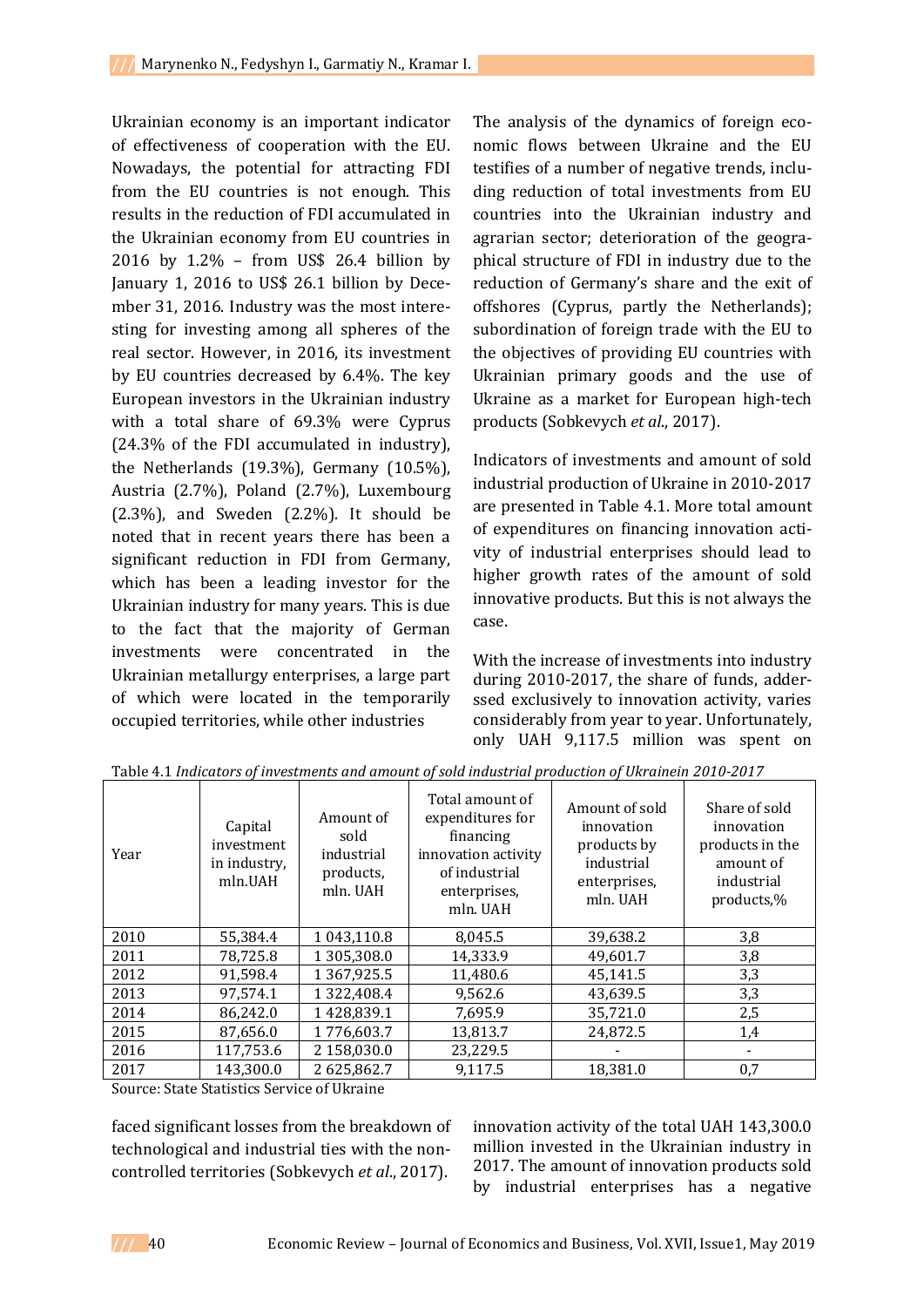Ukrainian economy is an important indicator of effectiveness of cooperation with the EU. Nowadays, the potential for attracting FDI from the EU countries is not enough. This results in the reduction of FDI accumulated in the Ukrainian economy from EU countries in 2016 by 1.2% – from US$ 26.4 billion by January 1, 2016 to US$ 26.1 billion by December 31, 2016. Industry was the most interesting for investing among all spheres of the real sector. However, in 2016, its investment by EU countries decreased by 6.4%. The key European investors in the Ukrainian industry with a total share of 69.3% were Cyprus (24.3% of the FDI accumulated in industry), the Netherlands (19.3%), Germany (10.5%), Austria (2.7%), Poland (2.7%), Luxembourg (2.3%), and Sweden (2.2%). It should be noted that in recent years there has been a significant reduction in FDI from Germany, which has been a leading investor for the Ukrainian industry for many years. This is due to the fact that the majority of German investments were concentrated in the Ukrainian metallurgy enterprises, a large part of which were located in the temporarily occupied territories, while other industries faced significant losses from the breakdown of technological and industrial ties with the non-controlled territories (Sobkevych *et al*., 2017).

The analysis of the dynamics of foreign economic flows between Ukraine and the EU testifies of a number of negative trends, including reduction of total investments from EU countries into the Ukrainian industry and agrarian sector; deterioration of the geographical structure of FDI in industry due to the reduction of Germany's share and the exit of offshores (Cyprus, partly the Netherlands); subordination of foreign trade with the EU to the objectives of providing EU countries with Ukrainian primary goods and the use of Ukraine as a market for European high-tech products (Sobkevych *et al*., 2017).

Indicators of investments and amount of sold industrial production of Ukraine in 2010-2017 are presented in Table 4.1. More total amount of expenditures on financing innovation activity of industrial enterprises should lead to higher growth rates of the amount of sold innovative products. But this is not always the case.

With the increase of investments into industry during 2010-2017, the share of funds, addressed exclusively to innovation activity, varies considerably from year to year. Unfortunately, only UAH 9,117.5 million was spent on innovation activity of the total UAH 143,300.0 million invested in the Ukrainian industry in 2017. The amount of innovation products sold by industrial enterprises has a negative

Table 4.1 *Indicators of investments and amount of sold industrial production of Ukrainein 2010-2017*

| Year | Capital investment in industry, mln.UAH | Amount of sold industrial products, mln. UAH | Total amount of expenditures for financing innovation activity of industrial enterprises, mln. UAH | Amount of sold innovation products by industrial enterprises, mln. UAH | Share of sold innovation products in the amount of industrial products,% |
|---|---|---|---|---|---|
| 2010 | 55,384.4 | 1 043,110.8 | 8,045.5 | 39,638.2 | 3,8 |
| 2011 | 78,725.8 | 1 305,308.0 | 14,333.9 | 49,601.7 | 3,8 |
| 2012 | 91,598.4 | 1 367,925.5 | 11,480.6 | 45,141.5 | 3,3 |
| 2013 | 97,574.1 | 1 322,408.4 | 9,562.6 | 43,639.5 | 3,3 |
| 2014 | 86,242.0 | 1 428,839.1 | 7,695.9 | 35,721.0 | 2,5 |
| 2015 | 87,656.0 | 1 776,603.7 | 13,813.7 | 24,872.5 | 1,4 |
| 2016 | 117,753.6 | 2 158,030.0 | 23,229.5 | - | - |
| 2017 | 143,300.0 | 2 625,862.7 | 9,117.5 | 18,381.0 | 0,7 |

Source: State Statistics Service of Ukraine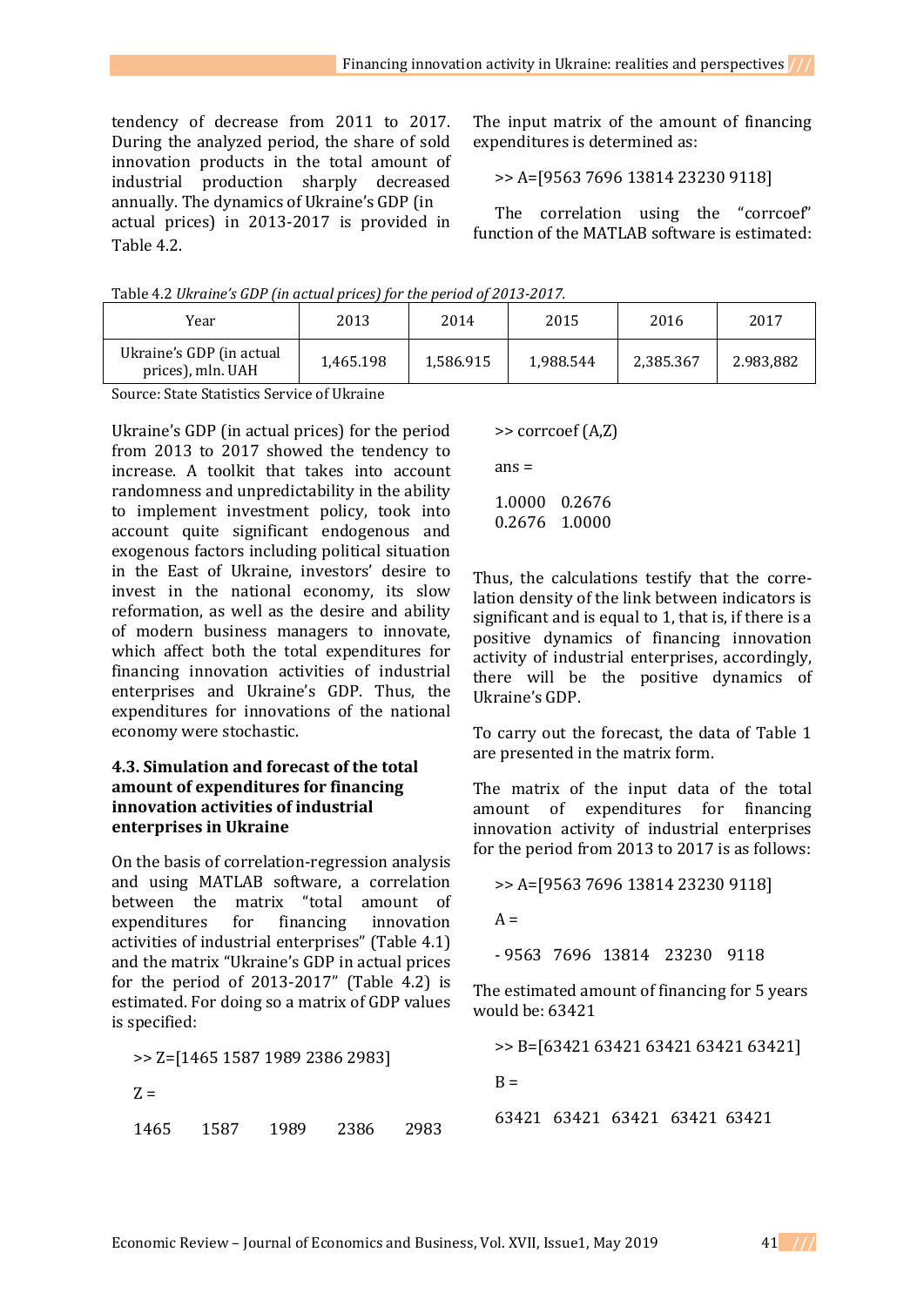tendency of decrease from 2011 to 2017. During the analyzed period, the share of sold innovation products in the total amount of industrial production sharply decreased annually. The dynamics of Ukraine's GDP (in actual prices) in 2013-2017 is provided in Table 4.2.

Table 4.2 *Ukraine's GDP (in actual prices) for the period of 2013-2017.*

| Year | 2013 | 2014 | 2015 | 2016 | 2017 |
|---|---|---|---|---|---|
| Ukraine's GDP (in actual prices), mln. UAH | 1,465.198 | 1,586.915 | 1,988.544 | 2,385.367 | 2.983,882 |

Source: State Statistics Service of Ukraine

Ukraine's GDP (in actual prices) for the period from 2013 to 2017 showed the tendency to increase. A toolkit that takes into account randomness and unpredictability in the ability to implement investment policy, took into account quite significant endogenous and exogenous factors including political situation in the East of Ukraine, investors' desire to invest in the national economy, its slow reformation, as well as the desire and ability of modern business managers to innovate, which affect both the total expenditures for financing innovation activities of industrial enterprises and Ukraine's GDP. Thus, the expenditures for innovations of the national economy were stochastic.

### 4.3. Simulation and forecast of the total amount of expenditures for financing innovation activities of industrial enterprises in Ukraine

On the basis of correlation-regression analysis and using MATLAB software, a correlation between the matrix "total amount of expenditures for financing innovation activities of industrial enterprises" (Table 4.1) and the matrix "Ukraine's GDP in actual prices for the period of 2013-2017" (Table 4.2) is estimated. For doing so a matrix of GDP values is specified:

```
>> Z=[1465 1587 1989 2386 2983]

Z =

1465    1587    1989    2386    2983
```

The input matrix of the amount of financing expenditures is determined as:

```
>> A=[9563 7696 13814 23230 9118]
```

The correlation using the "corrcoef" function of the MATLAB software is estimated:

```
>> corrcoef (A,Z)

ans =

1.0000   0.2676
0.2676   1.0000
```

Thus, the calculations testify that the correlation density of the link between indicators is significant and is equal to 1, that is, if there is a positive dynamics of financing innovation activity of industrial enterprises, accordingly, there will be the positive dynamics of Ukraine's GDP.

To carry out the forecast, the data of Table 1 are presented in the matrix form.

The matrix of the input data of the total amount of expenditures for financing innovation activity of industrial enterprises for the period from 2013 to 2017 is as follows:

```
>> A=[9563 7696 13814 23230 9118]

A =

- 9563   7696   13814   23230   9118
```

The estimated amount of financing for 5 years would be: 63421

```
>> B=[63421 63421 63421 63421 63421]

B =

63421   63421   63421   63421   63421
```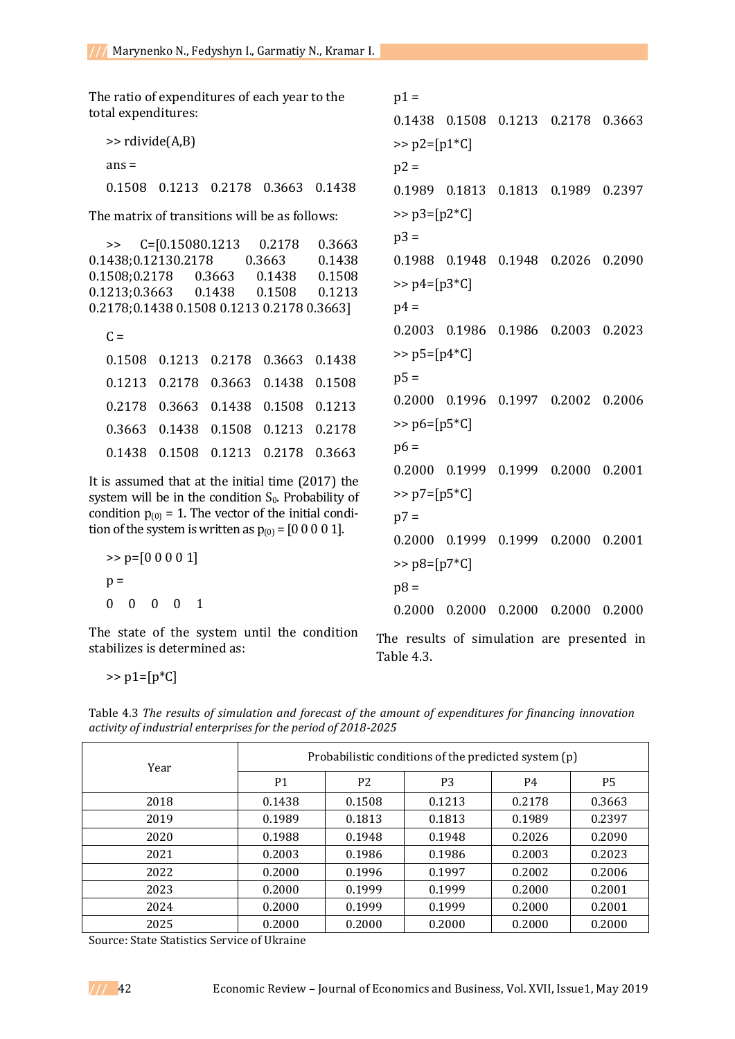The ratio of expenditures of each year to the total expenditures:

```
>> rdivide(A,B)
ans =
0.1508   0.1213   0.2178   0.3663   0.1438
```

The matrix of transitions will be as follows:

```
>> C=[0.15080.1213 0.2178 0.3663 0.1438;0.12130.2178 0.3663 0.1438 0.1508;0.2178 0.3663 0.1438 0.1508 0.1213;0.3663 0.1438 0.1508 0.1213 0.2178;0.1438 0.1508 0.1213 0.2178 0.3663]

C =
0.1508   0.1213   0.2178   0.3663   0.1438
0.1213   0.2178   0.3663   0.1438   0.1508
0.2178   0.3663   0.1438   0.1508   0.1213
0.3663   0.1438   0.1508   0.1213   0.2178
0.1438   0.1508   0.1213   0.2178   0.3663
```

It is assumed that at the initial time (2017) the system will be in the condition $S_0$. Probability of condition $p_{(0)} = 1$. The vector of the initial condition of the system is written as $p_{(0)} = [0\ 0\ 0\ 0\ 1]$.

```
>> p=[0 0 0 0 1]
p =
0   0   0   0   1
```

The state of the system until the condition stabilizes is determined as:

```
>> p1=[p*C]
p1 =
0.1438   0.1508   0.1213   0.2178   0.3663
>> p2=[p1*C]
p2 =
0.1989   0.1813   0.1813   0.1989   0.2397
>> p3=[p2*C]
p3 =
0.1988   0.1948   0.1948   0.2026   0.2090
>> p4=[p3*C]
p4 =
0.2003   0.1986   0.1986   0.2003   0.2023
>> p5=[p4*C]
p5 =
0.2000   0.1996   0.1997   0.2002   0.2006
>> p6=[p5*C]
p6 =
0.2000   0.1999   0.1999   0.2000   0.2001
>> p7=[p5*C]
p7 =
0.2000   0.1999   0.1999   0.2000   0.2001
>> p8=[p7*C]
p8 =
0.2000   0.2000   0.2000   0.2000   0.2000
```

The results of simulation are presented in Table 4.3.

Table 4.3 *The results of simulation and forecast of the amount of expenditures for financing innovation activity of industrial enterprises for the period of 2018-2025*

| Year | Probabilistic conditions of the predicted system (p) | | | | |
|---|---|---|---|---|---|
| | P1 | P2 | P3 | P4 | P5 |
| 2018 | 0.1438 | 0.1508 | 0.1213 | 0.2178 | 0.3663 |
| 2019 | 0.1989 | 0.1813 | 0.1813 | 0.1989 | 0.2397 |
| 2020 | 0.1988 | 0.1948 | 0.1948 | 0.2026 | 0.2090 |
| 2021 | 0.2003 | 0.1986 | 0.1986 | 0.2003 | 0.2023 |
| 2022 | 0.2000 | 0.1996 | 0.1997 | 0.2002 | 0.2006 |
| 2023 | 0.2000 | 0.1999 | 0.1999 | 0.2000 | 0.2001 |
| 2024 | 0.2000 | 0.1999 | 0.1999 | 0.2000 | 0.2001 |
| 2025 | 0.2000 | 0.2000 | 0.2000 | 0.2000 | 0.2000 |

Source: State Statistics Service of Ukraine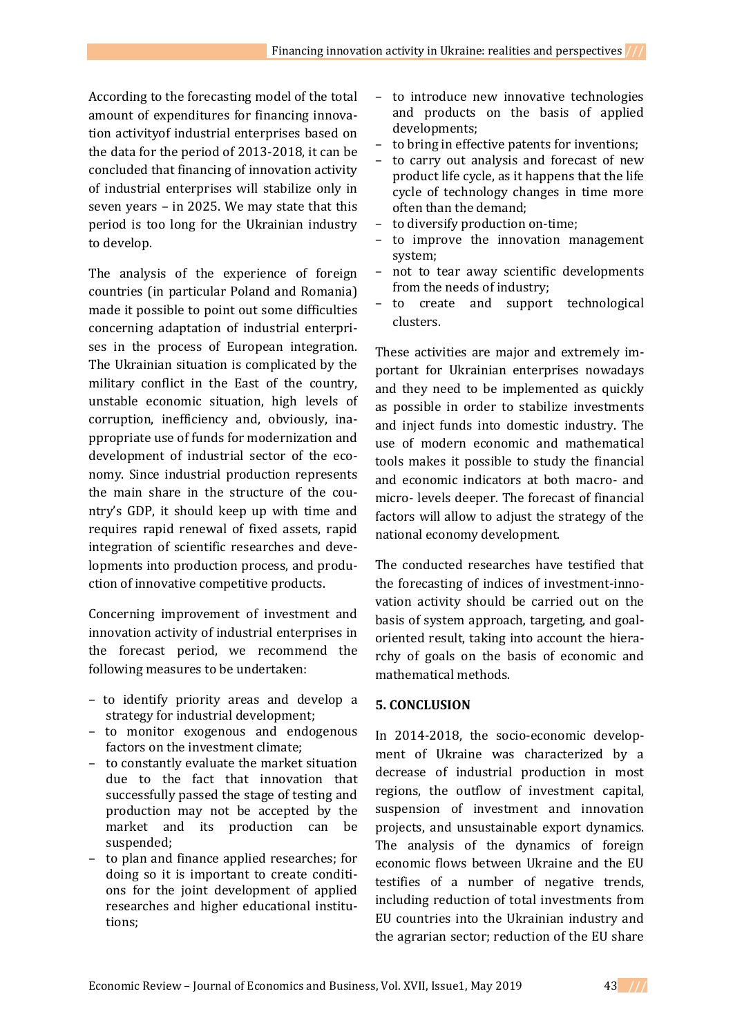According to the forecasting model of the total amount of expenditures for financing innovation activityof industrial enterprises based on the data for the period of 2013-2018, it can be concluded that financing of innovation activity of industrial enterprises will stabilize only in seven years – in 2025. We may state that this period is too long for the Ukrainian industry to develop.

The analysis of the experience of foreign countries (in particular Poland and Romania) made it possible to point out some difficulties concerning adaptation of industrial enterprises in the process of European integration. The Ukrainian situation is complicated by the military conflict in the East of the country, unstable economic situation, high levels of corruption, inefficiency and, obviously, inappropriate use of funds for modernization and development of industrial sector of the economy. Since industrial production represents the main share in the structure of the country's GDP, it should keep up with time and requires rapid renewal of fixed assets, rapid integration of scientific researches and developments into production process, and production of innovative competitive products.

Concerning improvement of investment and innovation activity of industrial enterprises in the forecast period, we recommend the following measures to be undertaken:

- to identify priority areas and develop a strategy for industrial development;
- to monitor exogenous and endogenous factors on the investment climate;
- to constantly evaluate the market situation due to the fact that innovation that successfully passed the stage of testing and production may not be accepted by the market and its production can be suspended;
- to plan and finance applied researches; for doing so it is important to create conditions for the joint development of applied researches and higher educational institutions;
- to introduce new innovative technologies and products on the basis of applied developments;
- to bring in effective patents for inventions;
- to carry out analysis and forecast of new product life cycle, as it happens that the life cycle of technology changes in time more often than the demand;
- to diversify production on-time;
- to improve the innovation management system;
- not to tear away scientific developments from the needs of industry;
- to create and support technological clusters.

These activities are major and extremely important for Ukrainian enterprises nowadays and they need to be implemented as quickly as possible in order to stabilize investments and inject funds into domestic industry. The use of modern economic and mathematical tools makes it possible to study the financial and economic indicators at both macro- and micro- levels deeper. The forecast of financial factors will allow to adjust the strategy of the national economy development.

The conducted researches have testified that the forecasting of indices of investment-innovation activity should be carried out on the basis of system approach, targeting, and goal-oriented result, taking into account the hierarchy of goals on the basis of economic and mathematical methods.

## 5. CONCLUSION

In 2014-2018, the socio-economic development of Ukraine was characterized by a decrease of industrial production in most regions, the outflow of investment capital, suspension of investment and innovation projects, and unsustainable export dynamics. The analysis of the dynamics of foreign economic flows between Ukraine and the EU testifies of a number of negative trends, including reduction of total investments from EU countries into the Ukrainian industry and the agrarian sector; reduction of the EU share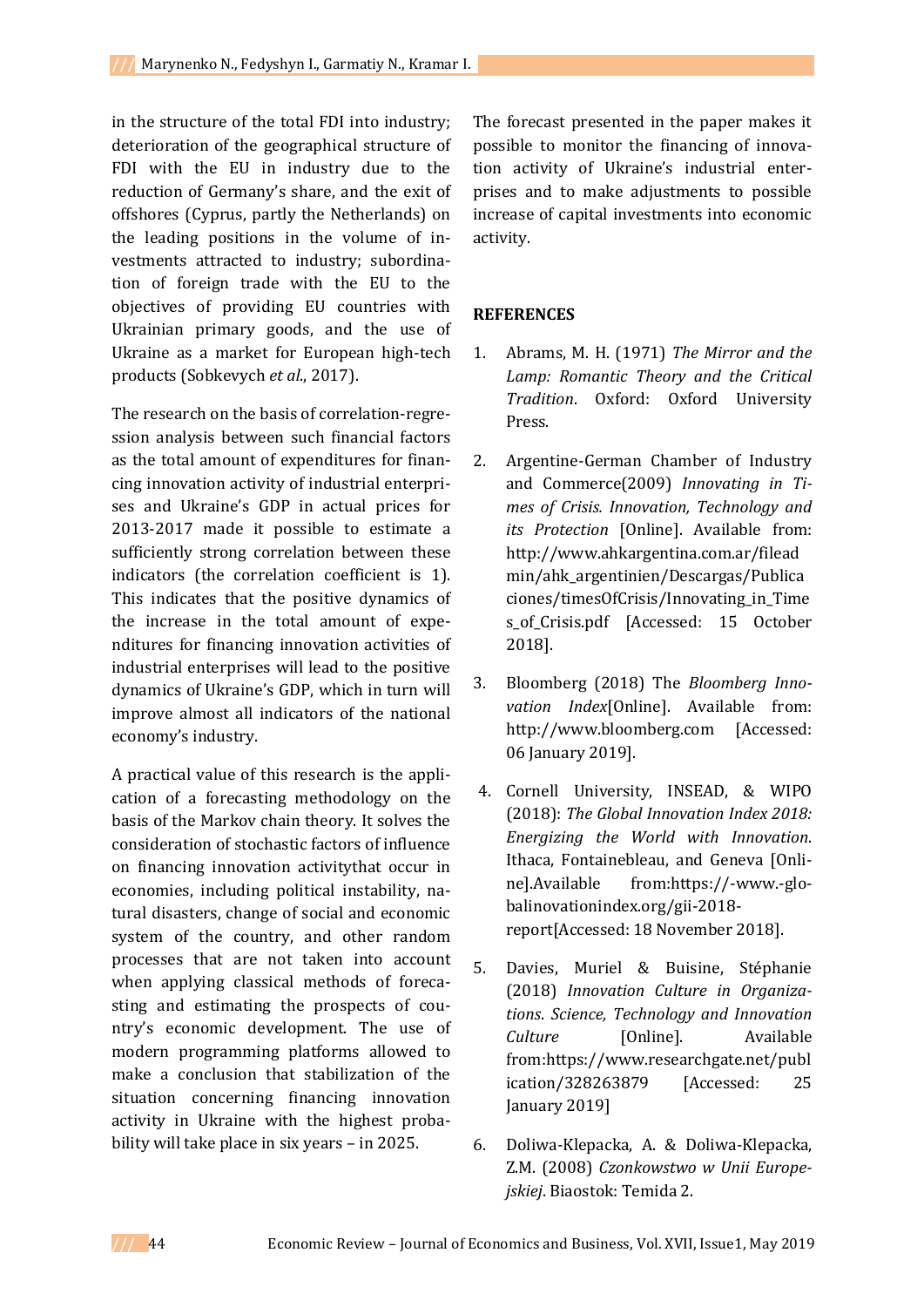in the structure of the total FDI into industry; deterioration of the geographical structure of FDI with the EU in industry due to the reduction of Germany's share, and the exit of offshores (Cyprus, partly the Netherlands) on the leading positions in the volume of investments attracted to industry; subordination of foreign trade with the EU to the objectives of providing EU countries with Ukrainian primary goods, and the use of Ukraine as a market for European high-tech products (Sobkevych *et al*., 2017).

The research on the basis of correlation-regression analysis between such financial factors as the total amount of expenditures for financing innovation activity of industrial enterprises and Ukraine's GDP in actual prices for 2013-2017 made it possible to estimate a sufficiently strong correlation between these indicators (the correlation coefficient is 1). This indicates that the positive dynamics of the increase in the total amount of expenditures for financing innovation activities of industrial enterprises will lead to the positive dynamics of Ukraine's GDP, which in turn will improve almost all indicators of the national economy's industry.

A practical value of this research is the application of a forecasting methodology on the basis of the Markov chain theory. It solves the consideration of stochastic factors of influence on financing innovation activitythat occur in economies, including political instability, natural disasters, change of social and economic system of the country, and other random processes that are not taken into account when applying classical methods of forecasting and estimating the prospects of country's economic development. The use of modern programming platforms allowed to make a conclusion that stabilization of the situation concerning financing innovation activity in Ukraine with the highest probability will take place in six years – in 2025.

The forecast presented in the paper makes it possible to monitor the financing of innovation activity of Ukraine's industrial enterprises and to make adjustments to possible increase of capital investments into economic activity.

## REFERENCES

1. Abrams, M. H. (1971) *The Mirror and the Lamp: Romantic Theory and the Critical Tradition*. Oxford: Oxford University Press.

2. Argentine-German Chamber of Industry and Commerce(2009) *Innovating in Times of Crisis. Innovation, Technology and its Protection* [Online]. Available from: http://www.ahkargentina.com.ar/fileadmin/ahk_argentinien/Descargas/Publicaciones/timesOfCrisis/Innovating_in_Times_of_Crisis.pdf [Accessed: 15 October 2018].

3. Bloomberg (2018) The *Bloomberg Innovation Index*[Online]. Available from: http://www.bloomberg.com [Accessed: 06 January 2019].

4. Cornell University, INSEAD, & WIPO (2018): *The Global Innovation Index 2018: Energizing the World with Innovation*. Ithaca, Fontainebleau, and Geneva [Online].Available from:https://-www.-globalinnovationindex.org/gii-2018-report[Accessed: 18 November 2018].

5. Davies, Muriel & Buisine, Stéphanie (2018) *Innovation Culture in Organizations. Science, Technology and Innovation Culture* [Online]. Available from:https://www.researchgate.net/publication/328263879 [Accessed: 25 January 2019]

6. Doliwa-Klepacka, A. & Doliwa-Klepacka, Z.M. (2008) *Czonkowstwo w Unii Europejskiej*. Biaostok: Temida 2.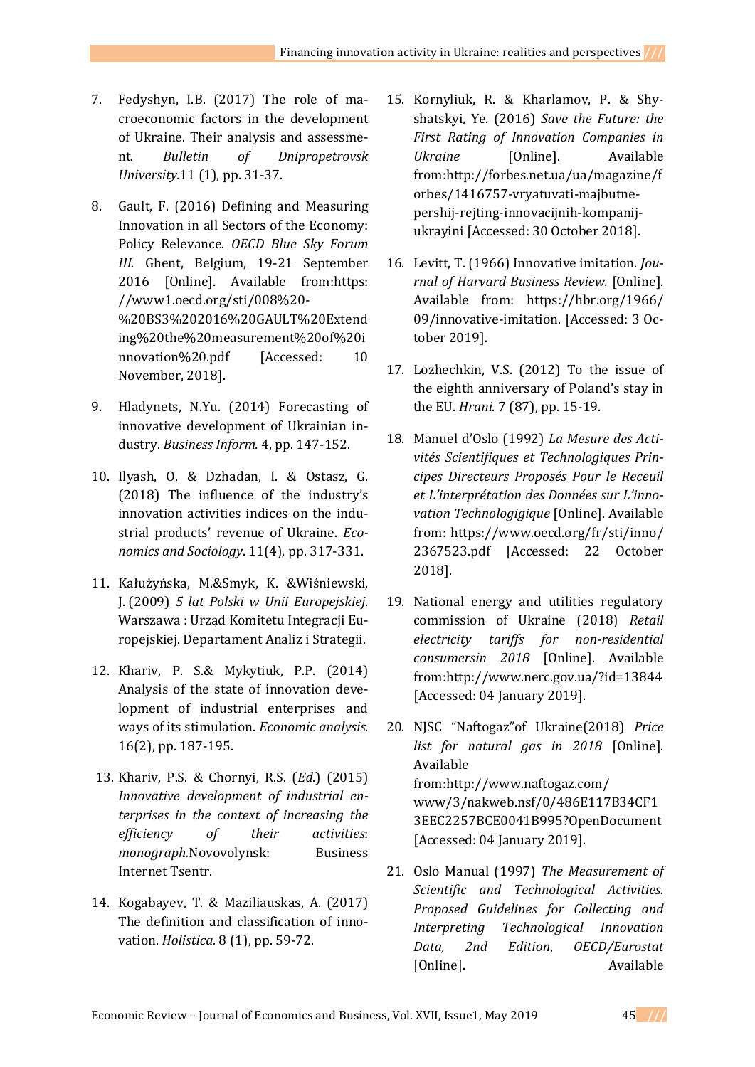7. Fedyshyn, I.B. (2017) The role of macroeconomic factors in the development of Ukraine. Their analysis and assessment. *Bulletin of Dnipropetrovsk University*.11 (1), pp. 31-37.

8. Gault, F. (2016) Defining and Measuring Innovation in all Sectors of the Economy: Policy Relevance. *OECD Blue Sky Forum III*. Ghent, Belgium, 19-21 September 2016 [Online]. Available from:https://www1.oecd.org/sti/008%20-%20BS3%202016%20GAULT%20Extending%20the%20measurement%20of%20innovation%20.pdf [Accessed: 10 November, 2018].

9. Hladynets, N.Yu. (2014) Forecasting of innovative development of Ukrainian industry. *Business Inform.* 4, pp. 147-152.

10. Ilyash, O. & Dzhadan, I. & Ostasz, G. (2018) The influence of the industry's innovation activities indices on the industrial products' revenue of Ukraine. *Economics and Sociology*. 11(4), pp. 317-331.

11. Kałużyńska, M.&Smyk, K. &Wiśniewski, J. (2009) *5 lat Polski w Unii Europejskiej*. Warszawa : Urząd Komitetu Integracji Europejskiej. Departament Analiz i Strategii.

12. Khariv, P. S.& Mykytiuk, P.P. (2014) Analysis of the state of innovation development of industrial enterprises and ways of its stimulation. *Economic analysis*. 16(2), pp. 187-195.

13. Khariv, P.S. & Chornyi, R.S. (*Ed.*) (2015) *Innovative development of industrial enterprises in the context of increasing the efficiency of their activities*: *monograph.*Novovolynsk: Business Internet Tsentr.

14. Kogabayev, T. & Maziliauskas, A. (2017) The definition and classification of innovation. *Holistica.* 8 (1), pp. 59-72.

15. Kornyliuk, R. & Kharlamov, P. & Shyshatskyi, Ye. (2016) *Save the Future: the First Rating of Innovation Companies in Ukraine* [Online]. Available from:http://forbes.net.ua/ua/magazine/forbes/1416757-vryatuvati-majbutne-pershij-rejting-innovacijnih-kompanij-ukrayini [Accessed: 30 October 2018].

16. Levitt, T. (1966) Innovative imitation. *Journal of Harvard Business Review.* [Online]. Available from: https://hbr.org/1966/09/innovative-imitation. [Accessed: 3 October 2019].

17. Lozhechkin, V.S. (2012) To the issue of the eighth anniversary of Poland's stay in the EU. *Hrani.* 7 (87), pp. 15-19.

18. Manuel d'Oslo (1992) *La Mesure des Activités Scientifiques et Technologiques Principes Directeurs Proposés Pour le Receuil et L'interprétation des Données sur L'innovation Technologigique* [Online]. Available from: https://www.oecd.org/fr/sti/inno/2367523.pdf [Accessed: 22 October 2018].

19. National energy and utilities regulatory commission of Ukraine (2018) *Retail electricity tariffs for non-residential consumersin 2018* [Online]. Available from:http://www.nerc.gov.ua/?id=13844 [Accessed: 04 January 2019].

20. NJSC "Naftogaz"of Ukraine(2018) *Price list for natural gas in 2018* [Online]. Available from:http://www.naftogaz.com/www/3/nakweb.nsf/0/486E117B34CF13EEC2257BCE0041B995?OpenDocument [Accessed: 04 January 2019].

21. Oslo Manual (1997) *The Measurement of Scientific and Technological Activities. Proposed Guidelines for Collecting and Interpreting Technological Innovation Data, 2nd Edition, OECD/Eurostat* [Online]. Available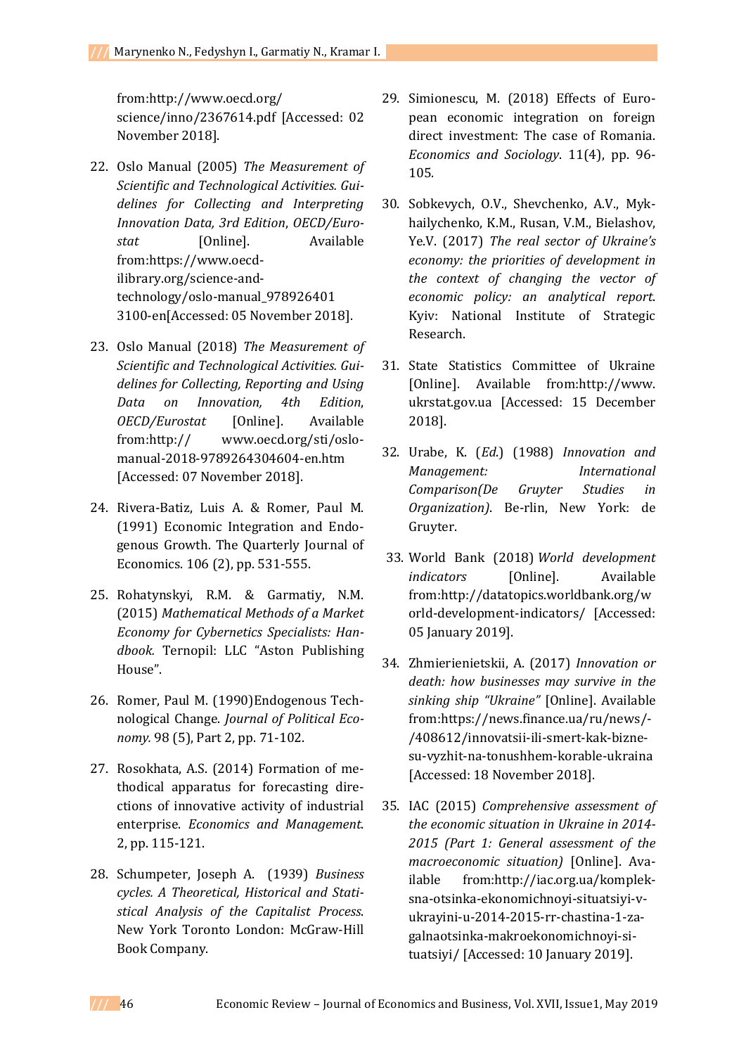from:http://www.oecd.org/science/inno/2367614.pdf [Accessed: 02 November 2018].

22. Oslo Manual (2005) *The Measurement of Scientific and Technological Activities. Guidelines for Collecting and Interpreting Innovation Data, 3rd Edition*, *OECD/Eurostat* [Online]. Available from:https://www.oecd-ilibrary.org/science-and-technology/oslo-manual_9789264013100-en[Accessed: 05 November 2018].

23. Oslo Manual (2018) *The Measurement of Scientific and Technological Activities. Guidelines for Collecting, Reporting and Using Data on Innovation, 4th Edition*, *OECD/Eurostat* [Online]. Available from:http:// www.oecd.org/sti/oslo-manual-2018-9789264304604-en.htm [Accessed: 07 November 2018].

24. Rivera-Batiz, Luis A. & Romer, Paul M. (1991) Economic Integration and Endogenous Growth. The Quarterly Journal of Economics. 106 (2), pp. 531-555.

25. Rohatynskyi, R.M. & Garmatiy, N.M. (2015) *Mathematical Methods of a Market Economy for Cybernetics Specialists: Handbook.* Ternopil: LLC "Aston Publishing House".

26. Romer, Paul M. (1990)Endogenous Technological Change. *Journal of Political Economy.* 98 (5), Part 2, pp. 71-102.

27. Rosokhata, A.S. (2014) Formation of methodical apparatus for forecasting directions of innovative activity of industrial enterprise. *Economics and Management*. 2, pp. 115-121.

28. Schumpeter, Joseph A. (1939) *Business cycles. A Theoretical, Historical and Statistical Analysis of the Capitalist Process*. New York Toronto London: McGraw-Hill Book Company.

29. Simionescu, M. (2018) Effects of European economic integration on foreign direct investment: The case of Romania. *Economics and Sociology*. 11(4), pp. 96-105.

30. Sobkevych, O.V., Shevchenko, A.V., Mykhailychenko, K.M., Rusan, V.M., Bielashov, Ye.V. (2017) *The real sector of Ukraine's economy: the priorities of development in the context of changing the vector of economic policy: an analytical report*. Kyiv: National Institute of Strategic Research.

31. State Statistics Committee of Ukraine [Online]. Available from:http://www.ukrstat.gov.ua [Accessed: 15 December 2018].

32. Urabe, K. (*Ed.*) (1988) *Innovation and Management: International Comparison(De Gruyter Studies in Organization)*. Be-rlin, New York: de Gruyter.

33. World Bank (2018) *World development indicators* [Online]. Available from:http://datatopics.worldbank.org/world-development-indicators/ [Accessed: 05 January 2019].

34. Zhmierienietskii, A. (2017) *Innovation or death: how businesses may survive in the sinking ship "Ukraine"* [Online]. Available from:https://news.finance.ua/ru/news/-/408612/innovatsii-ili-smert-kak-biznesu-vyzhit-na-tonushhem-korable-ukraina [Accessed: 18 November 2018].

35. IAC (2015) *Comprehensive assessment of the economic situation in Ukraine in 2014-2015 (Part 1: General assessment of the macroeconomic situation)* [Online]. Available from:http://iac.org.ua/kompleksna-otsinka-ekonomichnoyi-situatsiyi-v-ukrayini-u-2014-2015-rr-chastina-1-zagalnaotsinka-makroekonomichnoyi-situatsiyi/ [Accessed: 10 January 2019].